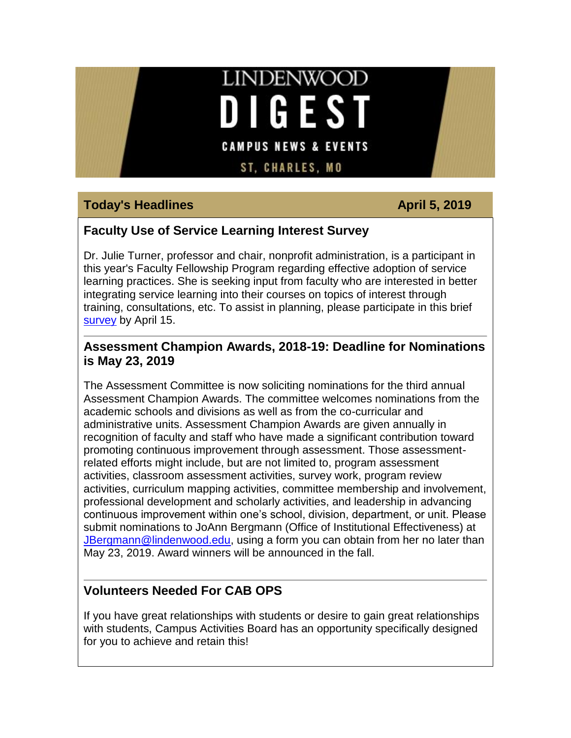# LINDENWOOD DIGEST

CAMPUS NEWS & EVENTS

ST, CHARLES, MO

## Today's Headlines — April 5, 2019

### Faculty Use of Service Learning Interest Survey

Dr. Julie Turner, professor and chair, nonprofit administration, is a participant in this year's Faculty Fellowship Program regarding effective adoption of service learning practices. She is seeking input from faculty who are interested in better integrating service learning into their courses on topics of interest through training, consultations, etc. To assist in planning, please participate in this brief survey by April 15.

---

### Assessment Champion Awards, 2018-19: Deadline for Nominations is May 23, 2019

The Assessment Committee is now soliciting nominations for the third annual Assessment Champion Awards. The committee welcomes nominations from the academic schools and divisions as well as from the co-curricular and administrative units. Assessment Champion Awards are given annually in recognition of faculty and staff who have made a significant contribution toward promoting continuous improvement through assessment. Those assessment-related efforts might include, but are not limited to, program assessment activities, classroom assessment activities, survey work, program review activities, curriculum mapping activities, committee membership and involvement, professional development and scholarly activities, and leadership in advancing continuous improvement within one's school, division, department, or unit. Please submit nominations to JoAnn Bergmann (Office of Institutional Effectiveness) at JBergmann@lindenwood.edu, using a form you can obtain from her no later than May 23, 2019. Award winners will be announced in the fall.

---

### Volunteers Needed For CAB OPS

If you have great relationships with students or desire to gain great relationships with students, Campus Activities Board has an opportunity specifically designed for you to achieve and retain this!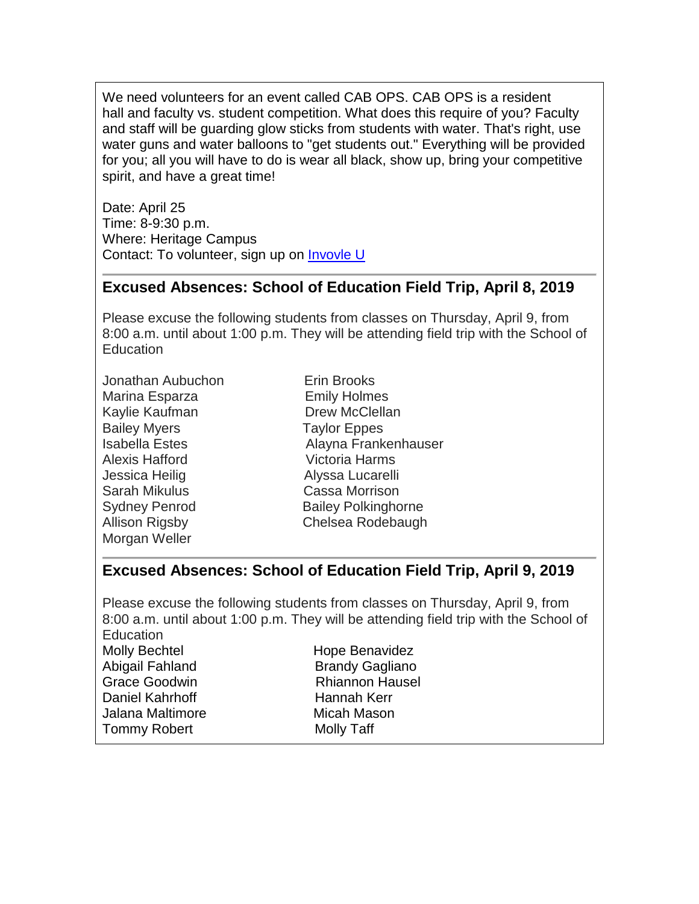We need volunteers for an event called CAB OPS. CAB OPS is a resident hall and faculty vs. student competition. What does this require of you? Faculty and staff will be guarding glow sticks from students with water. That's right, use water guns and water balloons to "get students out." Everything will be provided for you; all you will have to do is wear all black, show up, bring your competitive spirit, and have a great time!

Date: April 25
Time: 8-9:30 p.m.
Where: Heritage Campus
Contact: To volunteer, sign up on Invovle U

## Excused Absences: School of Education Field Trip, April 8, 2019

Please excuse the following students from classes on Thursday, April 9, from 8:00 a.m. until about 1:00 p.m. They will be attending field trip with the School of Education

Jonathan Aubuchon
Erin Brooks
Marina Esparza
Emily Holmes
Kaylie Kaufman
Drew McClellan
Bailey Myers
Taylor Eppes
Isabella Estes
Alayna Frankenhauser
Alexis Hafford
Victoria Harms
Jessica Heilig
Alyssa Lucarelli
Sarah Mikulus
Cassa Morrison
Sydney Penrod
Bailey Polkinghorne
Allison Rigsby
Chelsea Rodebaugh
Morgan Weller

## Excused Absences: School of Education Field Trip, April 9, 2019

Please excuse the following students from classes on Thursday, April 9, from 8:00 a.m. until about 1:00 p.m. They will be attending field trip with the School of Education

Molly Bechtel
Hope Benavidez
Abigail Fahland
Brandy Gagliano
Grace Goodwin
Rhiannon Hausel
Daniel Kahrhoff
Hannah Kerr
Jalana Maltimore
Micah Mason
Tommy Robert
Molly Taff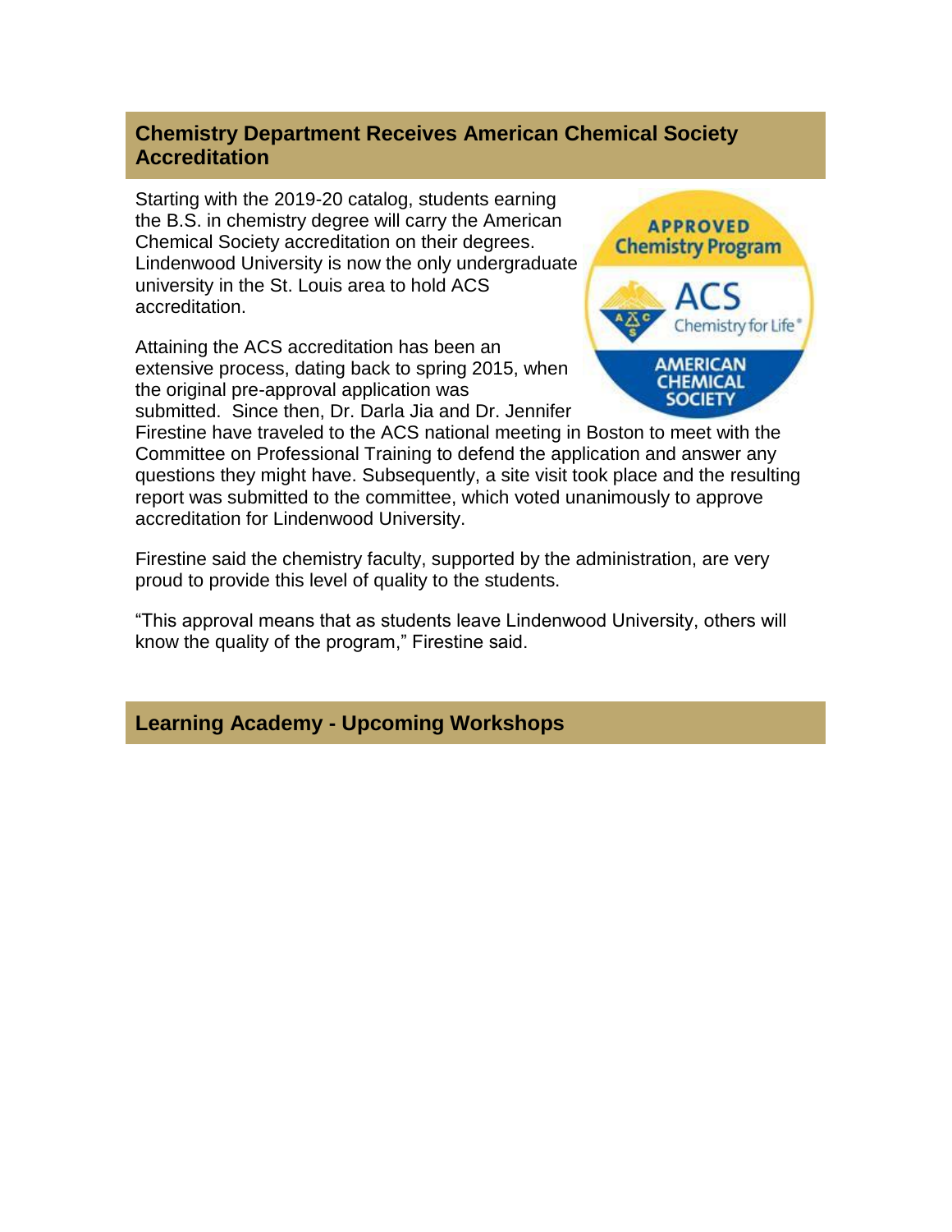## Chemistry Department Receives American Chemical Society Accreditation

Starting with the 2019-20 catalog, students earning the B.S. in chemistry degree will carry the American Chemical Society accreditation on their degrees. Lindenwood University is now the only undergraduate university in the St. Louis area to hold ACS accreditation.

Attaining the ACS accreditation has been an extensive process, dating back to spring 2015, when the original pre-approval application was submitted. Since then, Dr. Darla Jia and Dr. Jennifer Firestine have traveled to the ACS national meeting in Boston to meet with the Committee on Professional Training to defend the application and answer any questions they might have. Subsequently, a site visit took place and the resulting report was submitted to the committee, which voted unanimously to approve accreditation for Lindenwood University.

Firestine said the chemistry faculty, supported by the administration, are very proud to provide this level of quality to the students.

“This approval means that as students leave Lindenwood University, others will know the quality of the program,” Firestine said.

## Learning Academy - Upcoming Workshops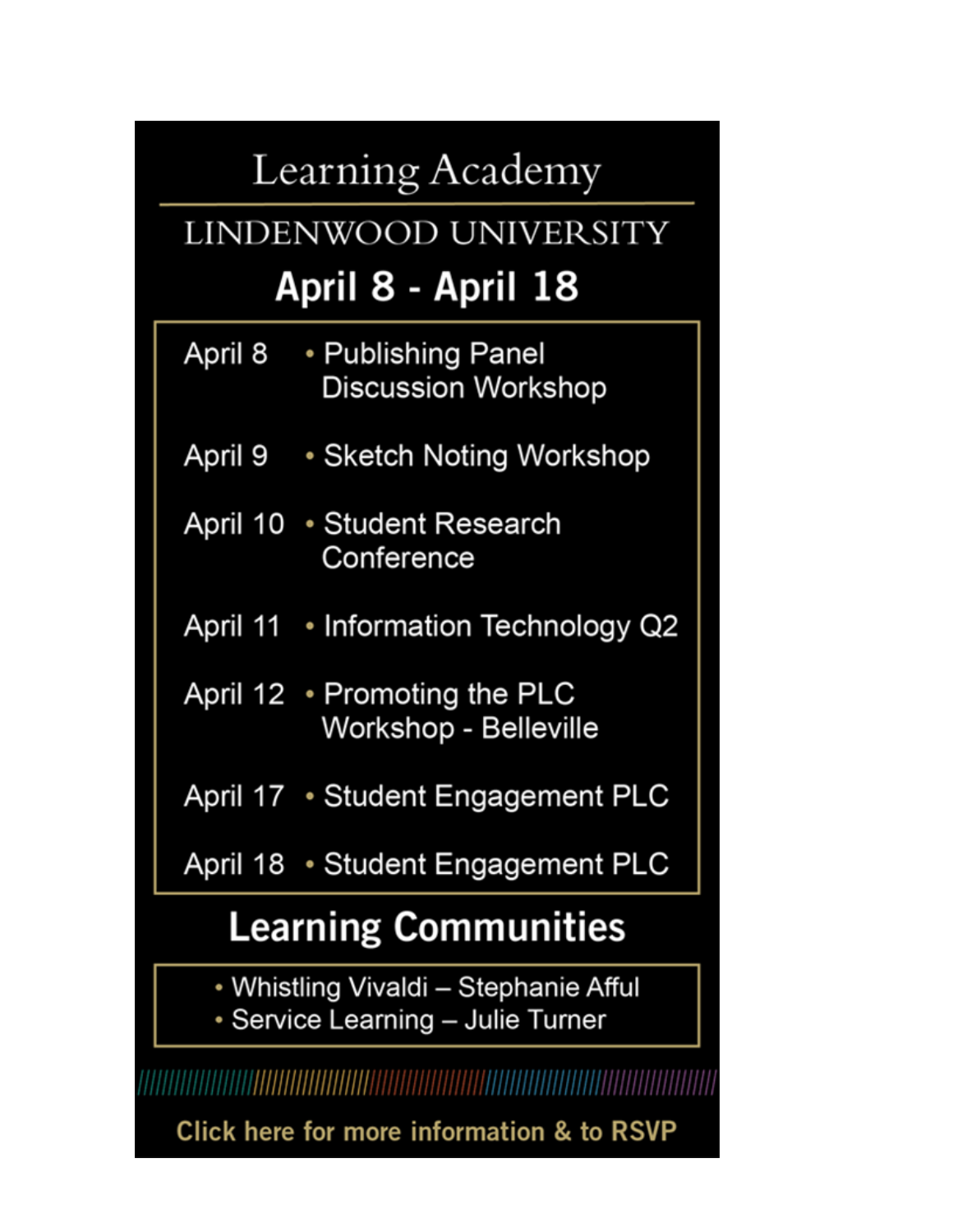# Learning Academy

## LINDENWOOD UNIVERSITY

## April 8 - April 18

| | |
|---|---|
| April 8 | • Publishing Panel Discussion Workshop |
| April 9 | • Sketch Noting Workshop |
| April 10 | • Student Research Conference |
| April 11 | • Information Technology Q2 |
| April 12 | • Promoting the PLC Workshop - Belleville |
| April 17 | • Student Engagement PLC |
| April 18 | • Student Engagement PLC |

## Learning Communities

- Whistling Vivaldi – Stephanie Afful
- Servicing Learning – Julie Turner

**Click here for more information & to RSVP**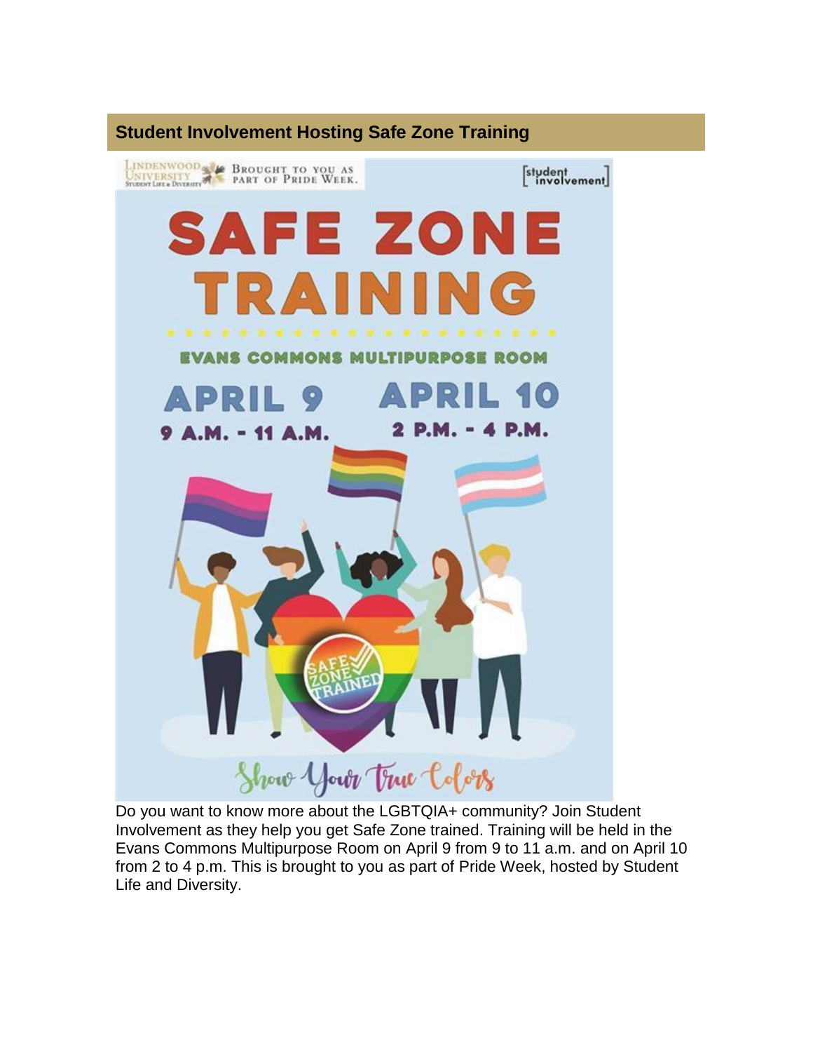## Student Involvement Hosting Safe Zone Training

LINDENWOOD UNIVERSITY Student Life & Diversity — BROUGHT TO YOU AS PART OF PRIDE WEEK.

[student involvement]

# SAFE ZONE TRAINING

EVANS COMMONS MULTIPURPOSE ROOM

**APRIL 9**
9 A.M. - 11 A.M.

**APRIL 10**
2 P.M. - 4 P.M.

SAFE ZONE TRAINED

*Show Your True Colors*

Do you want to know more about the LGBTQIA+ community? Join Student Involvement as they help you get Safe Zone trained. Training will be held in the Evans Commons Multipurpose Room on April 9 from 9 to 11 a.m. and on April 10 from 2 to 4 p.m. This is brought to you as part of Pride Week, hosted by Student Life and Diversity.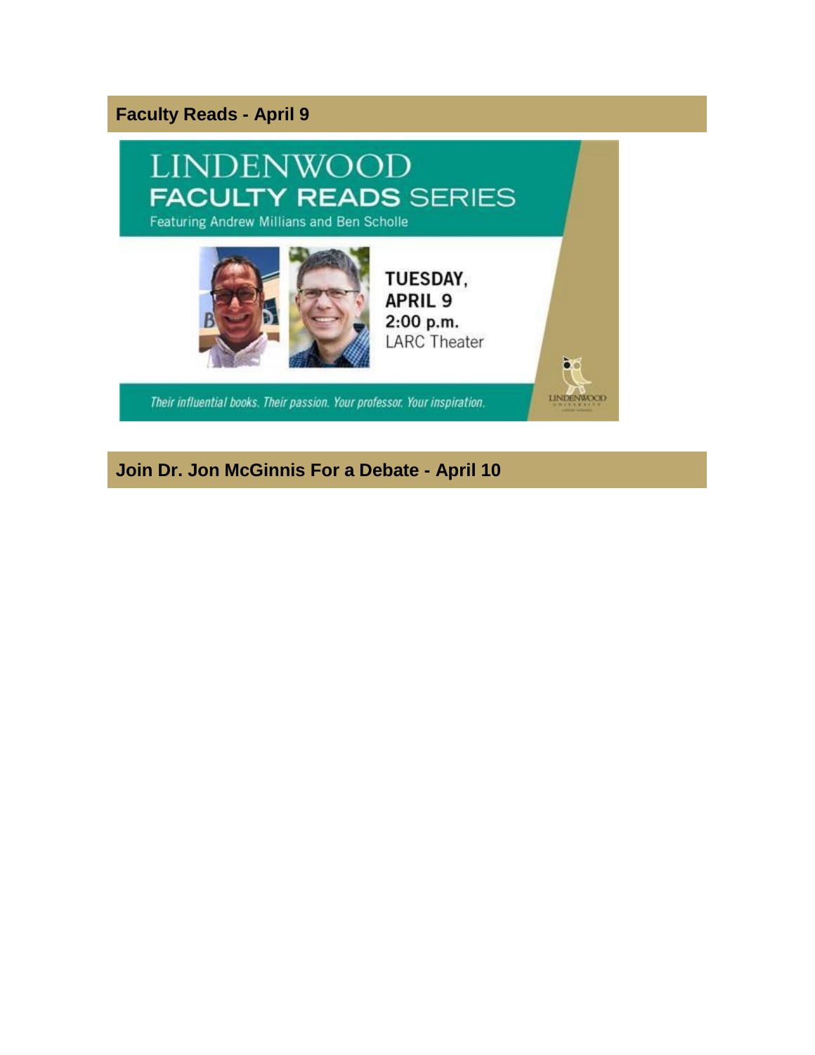## Faculty Reads - April 9

# LINDENWOOD
## FACULTY READS SERIES

Featuring Andrew Millians and Ben Scholle

**TUESDAY, APRIL 9**
**2:00 p.m.**
LARC Theater

*Their influential books. Their passion. Your professor. Your inspiration.*

## Join Dr. Jon McGinnis For a Debate - April 10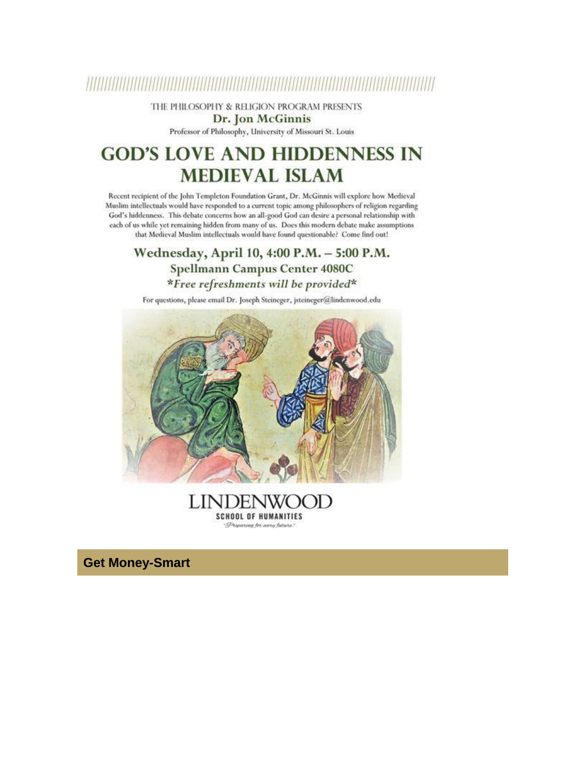THE PHILOSOPHY & RELIGION PROGRAM PRESENTS

**Dr. Jon McGinnis**

Professor of Philosophy, University of Missouri St. Louis

# GOD'S LOVE AND HIDDENNESS IN MEDIEVAL ISLAM

Recent recipient of the John Templeton Foundation Grant, Dr. McGinnis will explore how Medieval Muslim intellectuals would have responded to a current topic among philosophers of religion regarding God's hiddenness. This debate concerns how an all-good God can desire a personal relationship with each of us while yet remaining hidden from many of us. Does this modern debate make assumptions that Medieval Muslim intellectuals would have found questionable? Come find out!

**Wednesday, April 10, 4:00 P.M. – 5:00 P.M.**

**Spellmann Campus Center 4080C**

***Free refreshments will be provided***

For questions, please email Dr. Joseph Steineger, jsteineger@lindenwood.edu

LINDENWOOD
SCHOOL OF HUMANITIES
"Preparing for every future."

## Get Money-Smart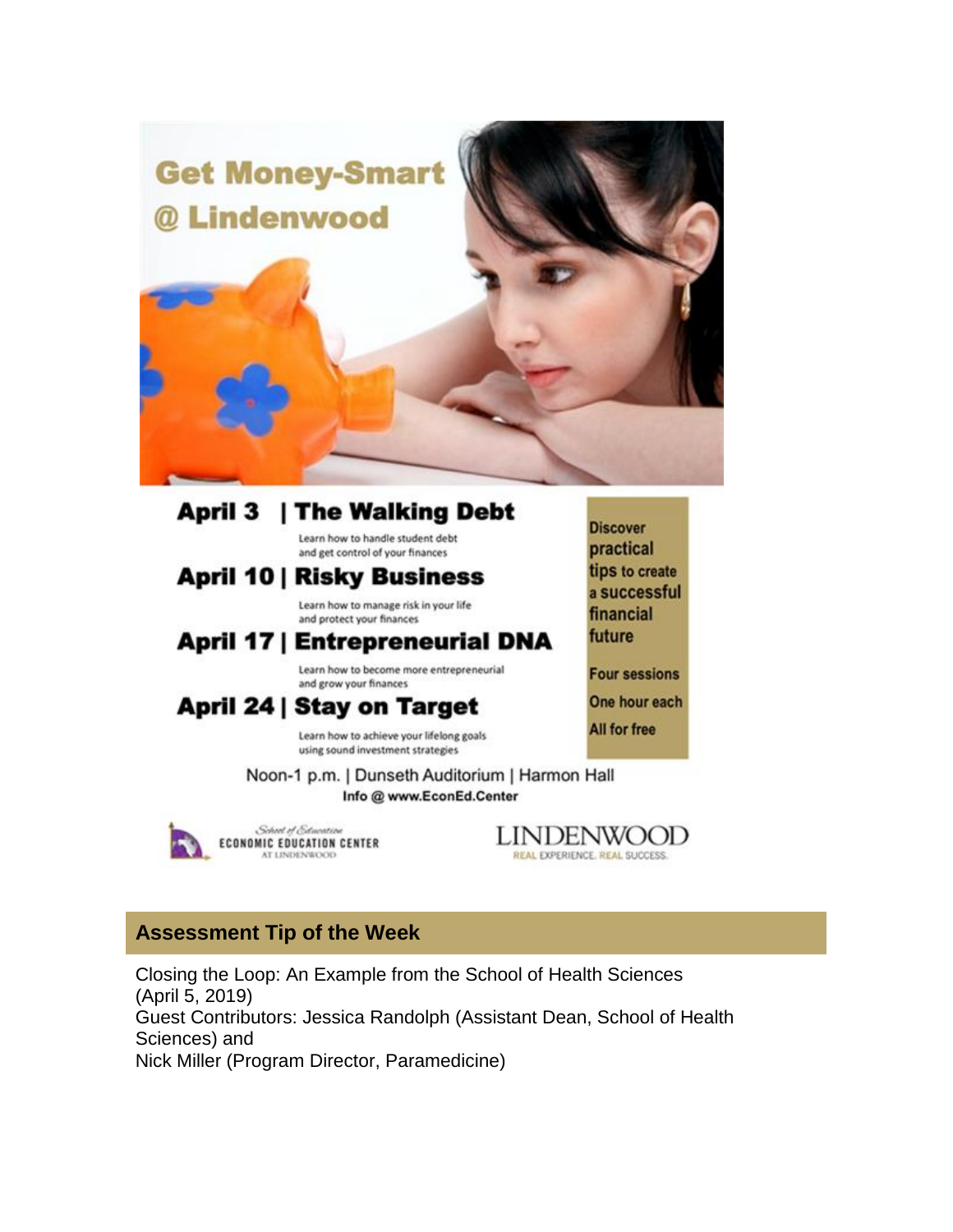# Get Money-Smart @ Lindenwood

## April 3 | The Walking Debt

Learn how to handle student debt and get control of your finances

## April 10 | Risky Business

Learn how to manage risk in your life and protect your finances

## April 17 | Entrepreneurial DNA

Learn how to become more entrepreneurial and grow your finances

## April 24 | Stay on Target

Learn how to achieve your lifelong goals using sound investment strategies

Discover practical tips to create a successful financial future

Four sessions

One hour each

All for free

Noon-1 p.m. | Dunseth Auditorium | Harmon Hall

**Info @ www.EconEd.Center**

School of Education ECONOMIC EDUCATION CENTER AT LINDENWOOD

LINDENWOOD REAL EXPERIENCE. REAL SUCCESS.

## Assessment Tip of the Week

Closing the Loop: An Example from the School of Health Sciences (April 5, 2019)
Guest Contributors: Jessica Randolph (Assistant Dean, School of Health Sciences) and
Nick Miller (Program Director, Paramedicine)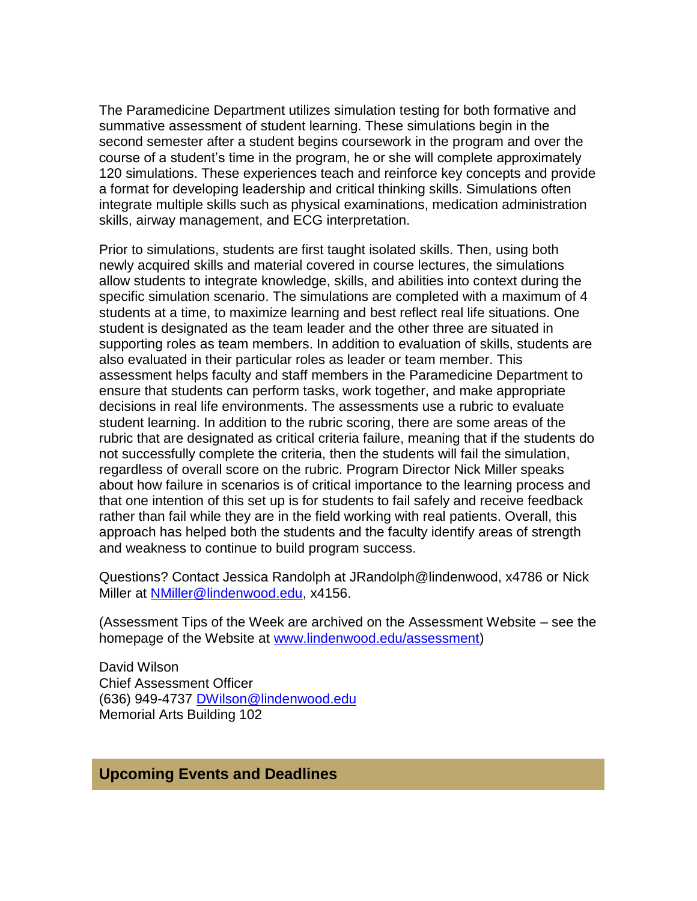The Paramedicine Department utilizes simulation testing for both formative and summative assessment of student learning. These simulations begin in the second semester after a student begins coursework in the program and over the course of a student's time in the program, he or she will complete approximately 120 simulations. These experiences teach and reinforce key concepts and provide a format for developing leadership and critical thinking skills. Simulations often integrate multiple skills such as physical examinations, medication administration skills, airway management, and ECG interpretation.

Prior to simulations, students are first taught isolated skills. Then, using both newly acquired skills and material covered in course lectures, the simulations allow students to integrate knowledge, skills, and abilities into context during the specific simulation scenario. The simulations are completed with a maximum of 4 students at a time, to maximize learning and best reflect real life situations. One student is designated as the team leader and the other three are situated in supporting roles as team members. In addition to evaluation of skills, students are also evaluated in their particular roles as leader or team member. This assessment helps faculty and staff members in the Paramedicine Department to ensure that students can perform tasks, work together, and make appropriate decisions in real life environments. The assessments use a rubric to evaluate student learning. In addition to the rubric scoring, there are some areas of the rubric that are designated as critical criteria failure, meaning that if the students do not successfully complete the criteria, then the students will fail the simulation, regardless of overall score on the rubric. Program Director Nick Miller speaks about how failure in scenarios is of critical importance to the learning process and that one intention of this set up is for students to fail safely and receive feedback rather than fail while they are in the field working with real patients. Overall, this approach has helped both the students and the faculty identify areas of strength and weakness to continue to build program success.

Questions? Contact Jessica Randolph at JRandolph@lindenwood, x4786 or Nick Miller at [NMiller@lindenwood.edu](mailto:NMiller@lindenwood.edu), x4156.

(Assessment Tips of the Week are archived on the Assessment Website – see the homepage of the Website at [www.lindenwood.edu/assessment](http://www.lindenwood.edu/assessment))

David Wilson
Chief Assessment Officer
(636) 949-4737 [DWilson@lindenwood.edu](mailto:DWilson@lindenwood.edu)
Memorial Arts Building 102

## Upcoming Events and Deadlines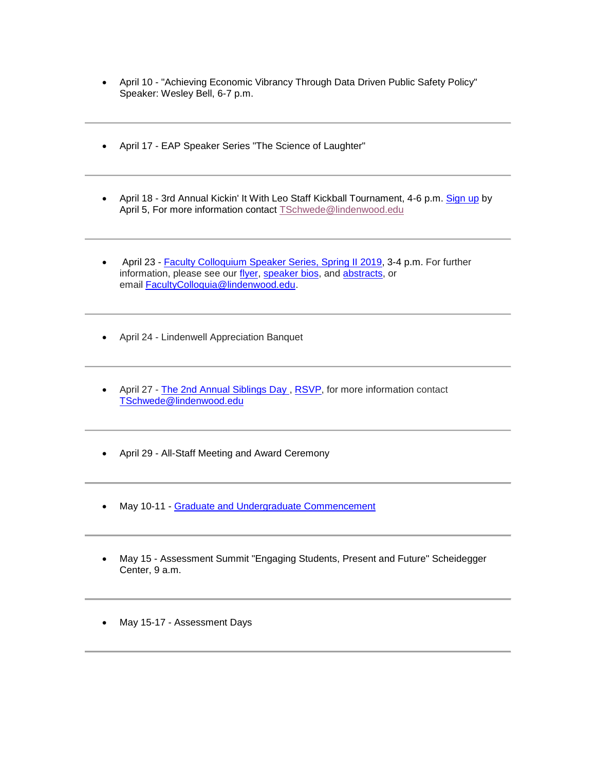- April 10 - "Achieving Economic Vibrancy Through Data Driven Public Safety Policy" Speaker: Wesley Bell, 6-7 p.m.

---

- April 17 - EAP Speaker Series "The Science of Laughter"

---

- April 18 - 3rd Annual Kickin' It With Leo Staff Kickball Tournament, 4-6 p.m. Sign up by April 5, For more information contact TSchwede@lindenwood.edu

---

- April 23 - Faculty Colloquium Speaker Series, Spring II 2019, 3-4 p.m. For further information, please see our flyer, speaker bios, and abstracts, or email FacultyColloquia@lindenwood.edu.

---

- April 24 - Lindenwell Appreciation Banquet

---

- April 27 - The 2nd Annual Siblings Day , RSVP, for more information contact TSchwede@lindenwood.edu

---

- April 29 - All-Staff Meeting and Award Ceremony

---

- May 10-11 - Graduate and Undergraduate Commencement

---

- May 15 - Assessment Summit "Engaging Students, Present and Future" Scheidegger Center, 9 a.m.

---

- May 15-17 - Assessment Days

---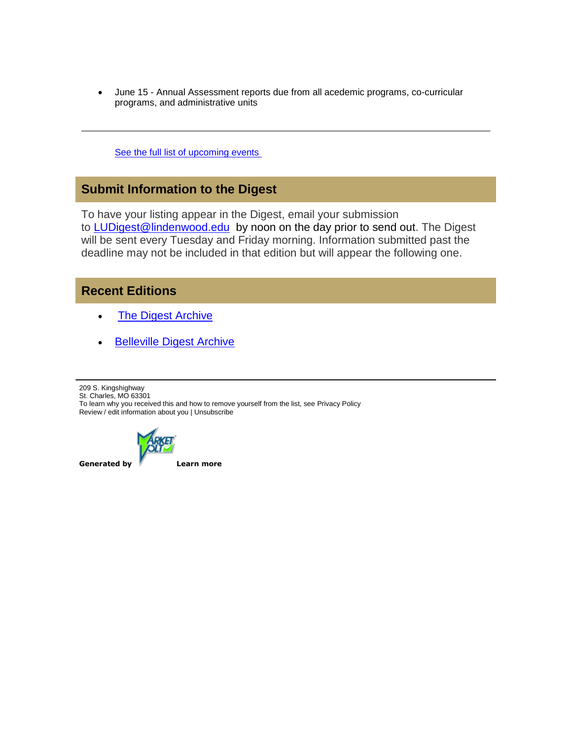- June 15 - Annual Assessment reports due from all acedemic programs, co-curricular programs, and administrative units

---

See the full list of upcoming events

## Submit Information to the Digest

To have your listing appear in the Digest, email your submission to LUDigest@lindenwood.edu by noon on the day prior to send out. The Digest will be sent every Tuesday and Friday morning. Information submitted past the deadline may not be included in that edition but will appear the following one.

## Recent Editions

- The Digest Archive
- Belleville Digest Archive

---

209 S. Kingshighway
St. Charles, MO 63301
To learn why you received this and how to remove yourself from the list, see Privacy Policy
Review / edit information about you | Unsubscribe

**Generated by** **Learn more**